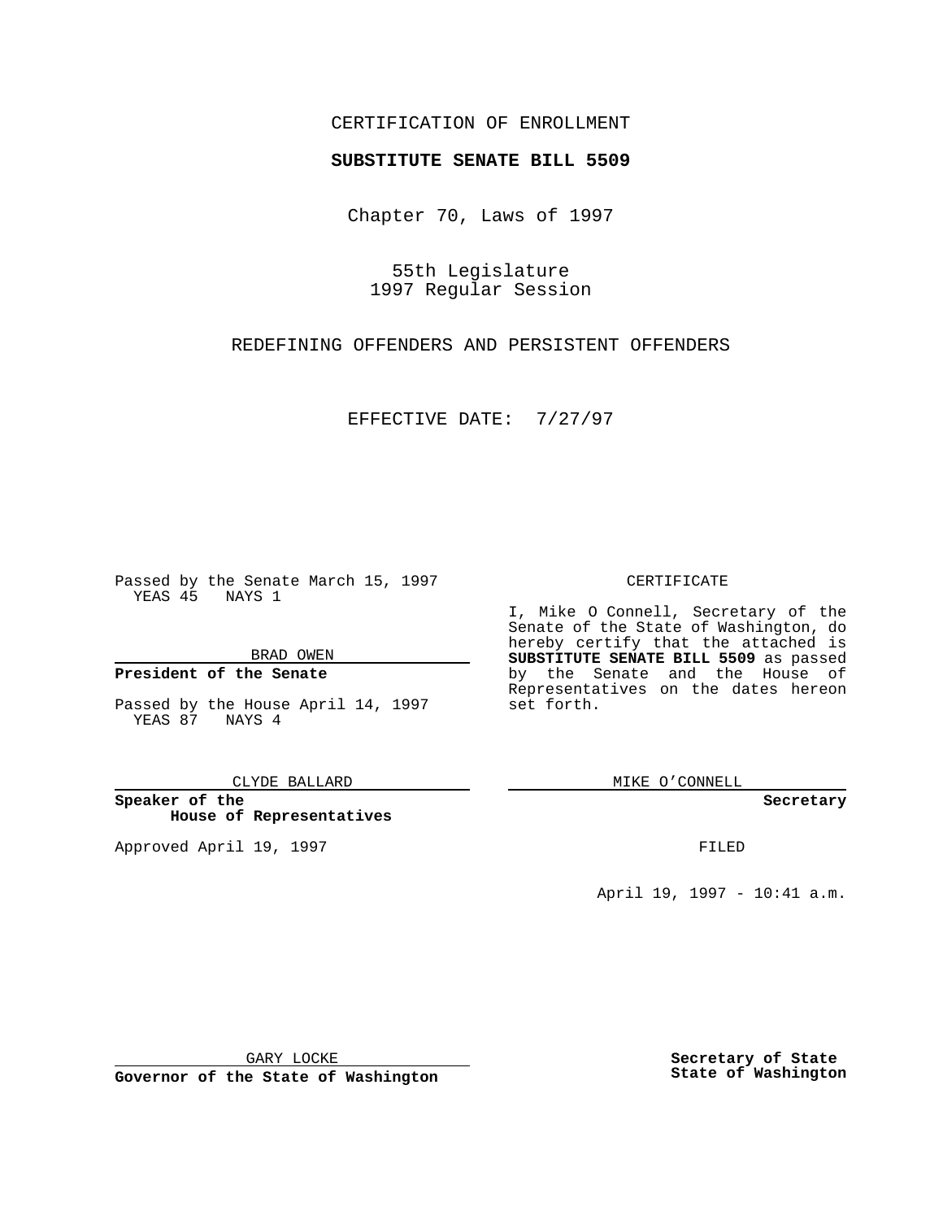CERTIFICATION OF ENROLLMENT

**SUBSTITUTE SENATE BILL 5509**

Chapter 70, Laws of 1997

55th Legislature
1997 Regular Session

REDEFINING OFFENDERS AND PERSISTENT OFFENDERS

EFFECTIVE DATE: 7/27/97

Passed by the Senate March 15, 1997
YEAS 45 NAYS 1

BRAD OWEN

**President of the Senate**

Passed by the House April 14, 1997
YEAS 87 NAYS 4

CLYDE BALLARD

**Speaker of the House of Representatives**

Approved April 19, 1997

GARY LOCKE

**Governor of the State of Washington**

CERTIFICATE

I, Mike O Connell, Secretary of the Senate of the State of Washington, do hereby certify that the attached is **SUBSTITUTE SENATE BILL 5509** as passed by the Senate and the House of Representatives on the dates hereon set forth.

MIKE O'CONNELL

**Secretary**

FILED

April 19, 1997 - 10:41 a.m.

**Secretary of State**
**State of Washington**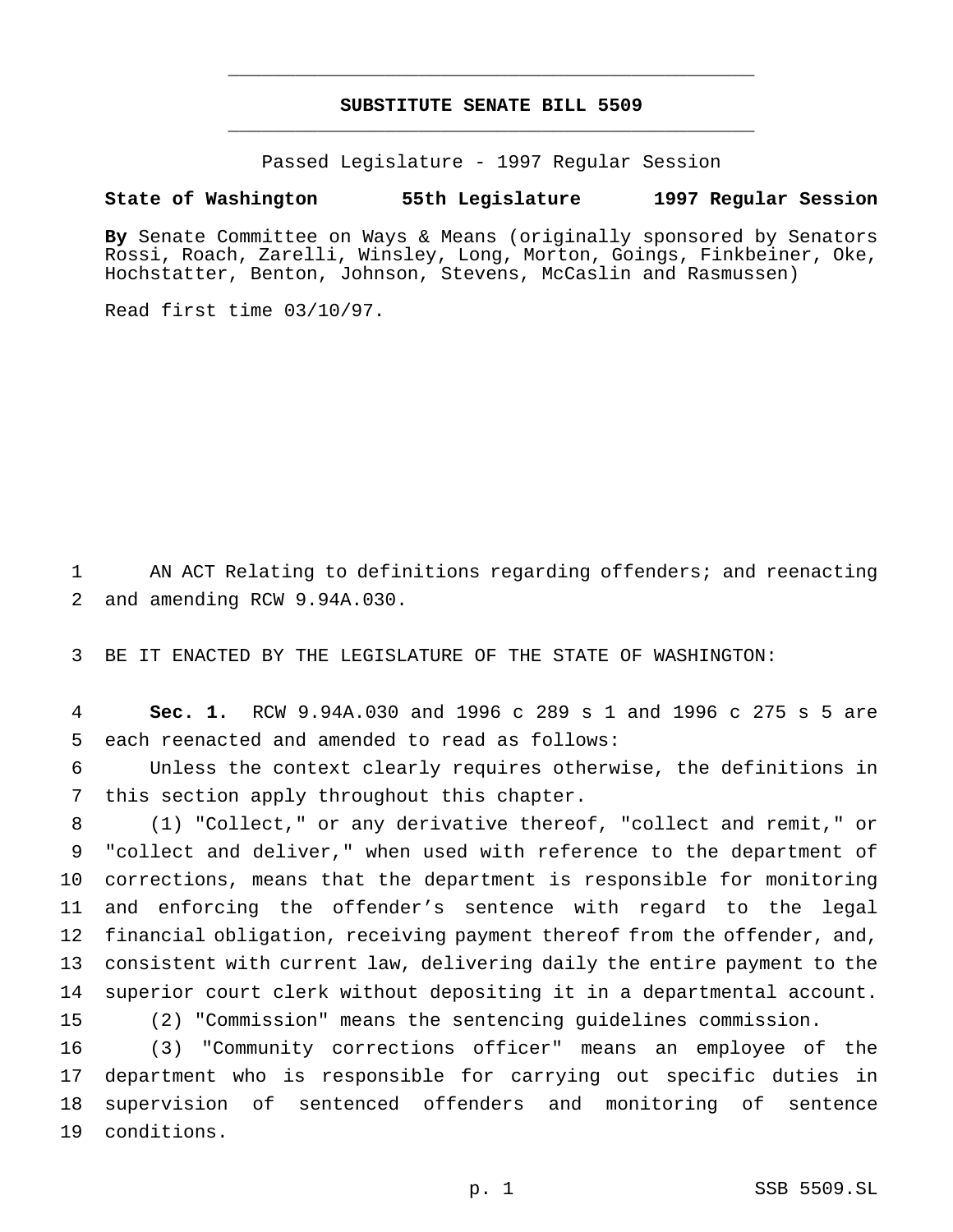# SUBSTITUTE SENATE BILL 5509

Passed Legislature - 1997 Regular Session

**State of Washington 55th Legislature 1997 Regular Session**

**By** Senate Committee on Ways & Means (originally sponsored by Senators Rossi, Roach, Zarelli, Winsley, Long, Morton, Goings, Finkbeiner, Oke, Hochstatter, Benton, Johnson, Stevens, McCaslin and Rasmussen)

Read first time 03/10/97.

AN ACT Relating to definitions regarding offenders; and reenacting and amending RCW 9.94A.030.

BE IT ENACTED BY THE LEGISLATURE OF THE STATE OF WASHINGTON:

**Sec. 1.** RCW 9.94A.030 and 1996 c 289 s 1 and 1996 c 275 s 5 are each reenacted and amended to read as follows:

Unless the context clearly requires otherwise, the definitions in this section apply throughout this chapter.

(1) "Collect," or any derivative thereof, "collect and remit," or "collect and deliver," when used with reference to the department of corrections, means that the department is responsible for monitoring and enforcing the offender's sentence with regard to the legal financial obligation, receiving payment thereof from the offender, and, consistent with current law, delivering daily the entire payment to the superior court clerk without depositing it in a departmental account.

(2) "Commission" means the sentencing guidelines commission.

(3) "Community corrections officer" means an employee of the department who is responsible for carrying out specific duties in supervision of sentenced offenders and monitoring of sentence conditions.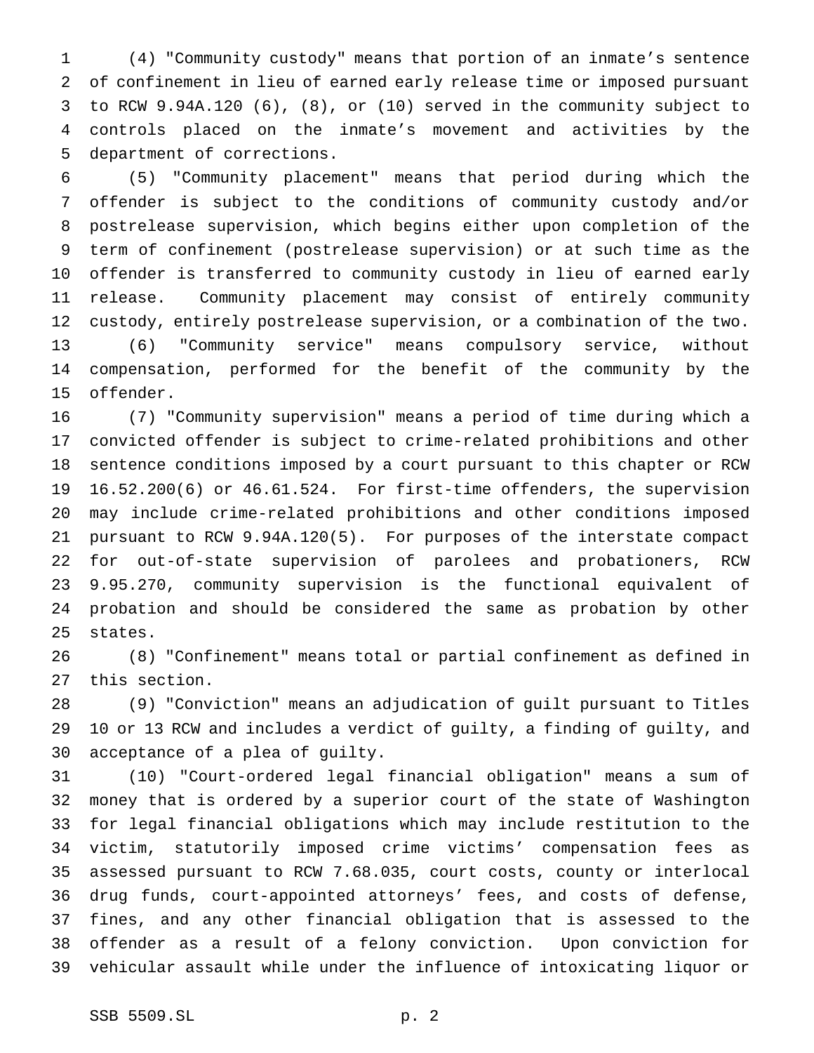(4) "Community custody" means that portion of an inmate's sentence of confinement in lieu of earned early release time or imposed pursuant to RCW 9.94A.120 (6), (8), or (10) served in the community subject to controls placed on the inmate's movement and activities by the department of corrections.

(5) "Community placement" means that period during which the offender is subject to the conditions of community custody and/or postrelease supervision, which begins either upon completion of the term of confinement (postrelease supervision) or at such time as the offender is transferred to community custody in lieu of earned early release. Community placement may consist of entirely community custody, entirely postrelease supervision, or a combination of the two.

(6) "Community service" means compulsory service, without compensation, performed for the benefit of the community by the offender.

(7) "Community supervision" means a period of time during which a convicted offender is subject to crime-related prohibitions and other sentence conditions imposed by a court pursuant to this chapter or RCW 16.52.200(6) or 46.61.524. For first-time offenders, the supervision may include crime-related prohibitions and other conditions imposed pursuant to RCW 9.94A.120(5). For purposes of the interstate compact for out-of-state supervision of parolees and probationers, RCW 9.95.270, community supervision is the functional equivalent of probation and should be considered the same as probation by other states.

(8) "Confinement" means total or partial confinement as defined in this section.

(9) "Conviction" means an adjudication of guilt pursuant to Titles 10 or 13 RCW and includes a verdict of guilty, a finding of guilty, and acceptance of a plea of guilty.

(10) "Court-ordered legal financial obligation" means a sum of money that is ordered by a superior court of the state of Washington for legal financial obligations which may include restitution to the victim, statutorily imposed crime victims' compensation fees as assessed pursuant to RCW 7.68.035, court costs, county or interlocal drug funds, court-appointed attorneys' fees, and costs of defense, fines, and any other financial obligation that is assessed to the offender as a result of a felony conviction. Upon conviction for vehicular assault while under the influence of intoxicating liquor or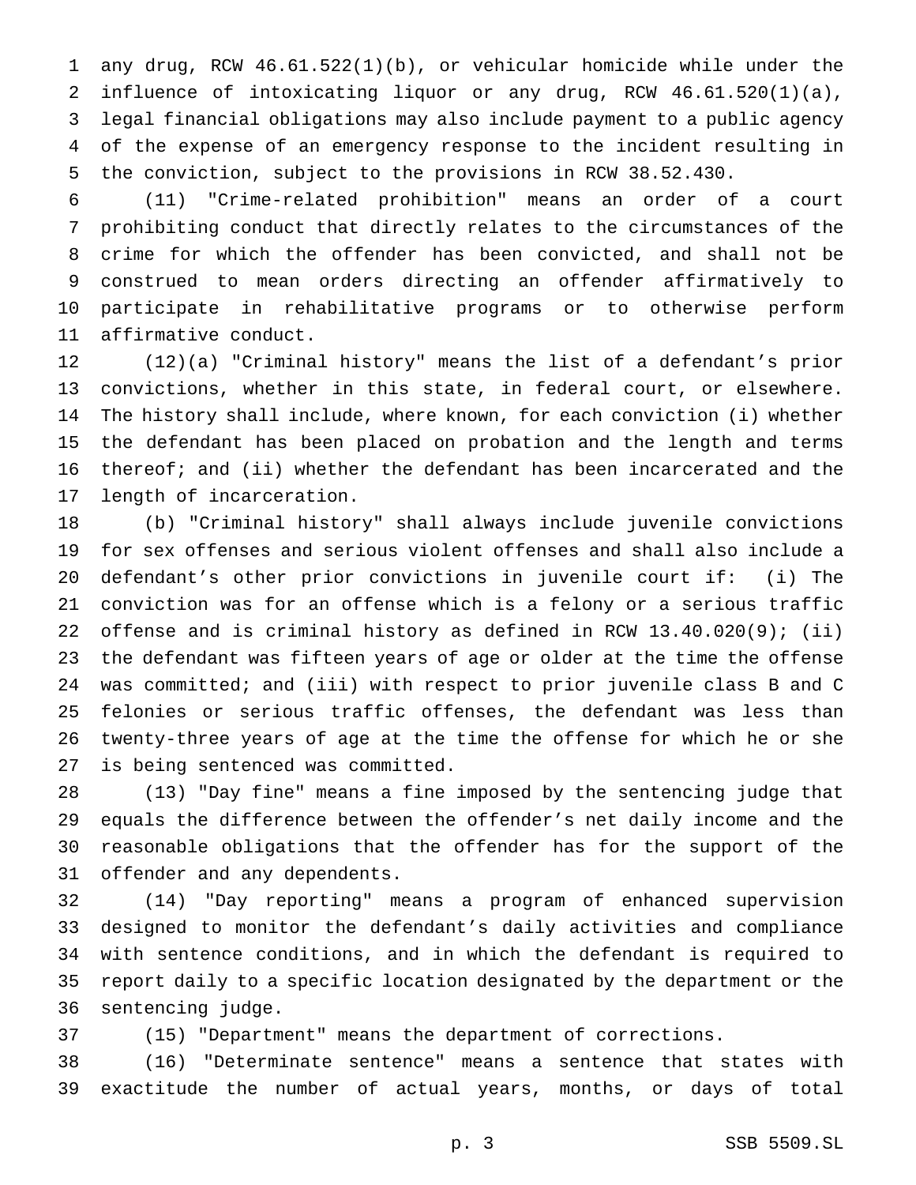any drug, RCW 46.61.522(1)(b), or vehicular homicide while under the influence of intoxicating liquor or any drug, RCW 46.61.520(1)(a), legal financial obligations may also include payment to a public agency of the expense of an emergency response to the incident resulting in the conviction, subject to the provisions in RCW 38.52.430.

(11) "Crime-related prohibition" means an order of a court prohibiting conduct that directly relates to the circumstances of the crime for which the offender has been convicted, and shall not be construed to mean orders directing an offender affirmatively to participate in rehabilitative programs or to otherwise perform affirmative conduct.

(12)(a) "Criminal history" means the list of a defendant's prior convictions, whether in this state, in federal court, or elsewhere. The history shall include, where known, for each conviction (i) whether the defendant has been placed on probation and the length and terms thereof; and (ii) whether the defendant has been incarcerated and the length of incarceration.

(b) "Criminal history" shall always include juvenile convictions for sex offenses and serious violent offenses and shall also include a defendant's other prior convictions in juvenile court if: (i) The conviction was for an offense which is a felony or a serious traffic offense and is criminal history as defined in RCW 13.40.020(9); (ii) the defendant was fifteen years of age or older at the time the offense was committed; and (iii) with respect to prior juvenile class B and C felonies or serious traffic offenses, the defendant was less than twenty-three years of age at the time the offense for which he or she is being sentenced was committed.

(13) "Day fine" means a fine imposed by the sentencing judge that equals the difference between the offender's net daily income and the reasonable obligations that the offender has for the support of the offender and any dependents.

(14) "Day reporting" means a program of enhanced supervision designed to monitor the defendant's daily activities and compliance with sentence conditions, and in which the defendant is required to report daily to a specific location designated by the department or the sentencing judge.

(15) "Department" means the department of corrections.

(16) "Determinate sentence" means a sentence that states with exactitude the number of actual years, months, or days of total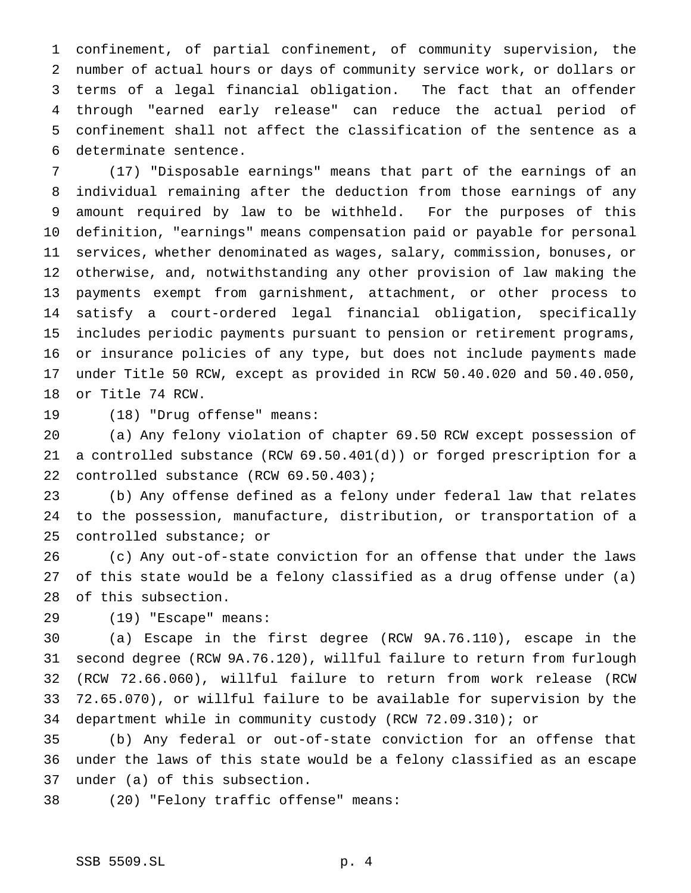confinement, of partial confinement, of community supervision, the number of actual hours or days of community service work, or dollars or terms of a legal financial obligation. The fact that an offender through "earned early release" can reduce the actual period of confinement shall not affect the classification of the sentence as a determinate sentence.

(17) "Disposable earnings" means that part of the earnings of an individual remaining after the deduction from those earnings of any amount required by law to be withheld. For the purposes of this definition, "earnings" means compensation paid or payable for personal services, whether denominated as wages, salary, commission, bonuses, or otherwise, and, notwithstanding any other provision of law making the payments exempt from garnishment, attachment, or other process to satisfy a court-ordered legal financial obligation, specifically includes periodic payments pursuant to pension or retirement programs, or insurance policies of any type, but does not include payments made under Title 50 RCW, except as provided in RCW 50.40.020 and 50.40.050, or Title 74 RCW.

(18) "Drug offense" means:

(a) Any felony violation of chapter 69.50 RCW except possession of a controlled substance (RCW 69.50.401(d)) or forged prescription for a controlled substance (RCW 69.50.403);

(b) Any offense defined as a felony under federal law that relates to the possession, manufacture, distribution, or transportation of a controlled substance; or

(c) Any out-of-state conviction for an offense that under the laws of this state would be a felony classified as a drug offense under (a) of this subsection.

(19) "Escape" means:

(a) Escape in the first degree (RCW 9A.76.110), escape in the second degree (RCW 9A.76.120), willful failure to return from furlough (RCW 72.66.060), willful failure to return from work release (RCW 72.65.070), or willful failure to be available for supervision by the department while in community custody (RCW 72.09.310); or

(b) Any federal or out-of-state conviction for an offense that under the laws of this state would be a felony classified as an escape under (a) of this subsection.

(20) "Felony traffic offense" means: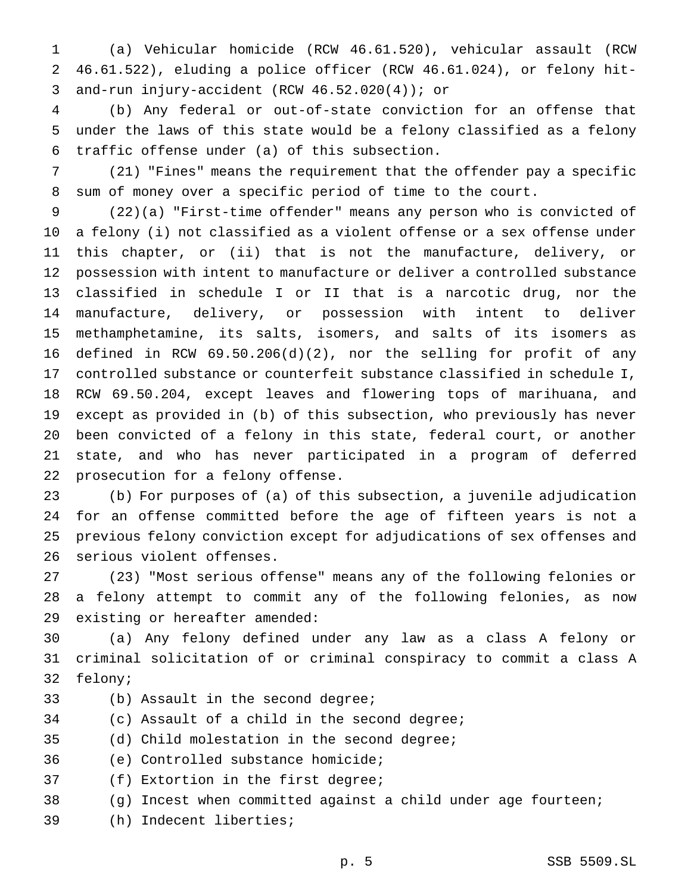(a) Vehicular homicide (RCW 46.61.520), vehicular assault (RCW 46.61.522), eluding a police officer (RCW 46.61.024), or felony hit-and-run injury-accident (RCW 46.52.020(4)); or

(b) Any federal or out-of-state conviction for an offense that under the laws of this state would be a felony classified as a felony traffic offense under (a) of this subsection.

(21) "Fines" means the requirement that the offender pay a specific sum of money over a specific period of time to the court.

(22)(a) "First-time offender" means any person who is convicted of a felony (i) not classified as a violent offense or a sex offense under this chapter, or (ii) that is not the manufacture, delivery, or possession with intent to manufacture or deliver a controlled substance classified in schedule I or II that is a narcotic drug, nor the manufacture, delivery, or possession with intent to deliver methamphetamine, its salts, isomers, and salts of its isomers as defined in RCW 69.50.206(d)(2), nor the selling for profit of any controlled substance or counterfeit substance classified in schedule I, RCW 69.50.204, except leaves and flowering tops of marihuana, and except as provided in (b) of this subsection, who previously has never been convicted of a felony in this state, federal court, or another state, and who has never participated in a program of deferred prosecution for a felony offense.

(b) For purposes of (a) of this subsection, a juvenile adjudication for an offense committed before the age of fifteen years is not a previous felony conviction except for adjudications of sex offenses and serious violent offenses.

(23) "Most serious offense" means any of the following felonies or a felony attempt to commit any of the following felonies, as now existing or hereafter amended:

(a) Any felony defined under any law as a class A felony or criminal solicitation of or criminal conspiracy to commit a class A felony;

(b) Assault in the second degree;

(c) Assault of a child in the second degree;

(d) Child molestation in the second degree;

(e) Controlled substance homicide;

(f) Extortion in the first degree;

(g) Incest when committed against a child under age fourteen;

(h) Indecent liberties;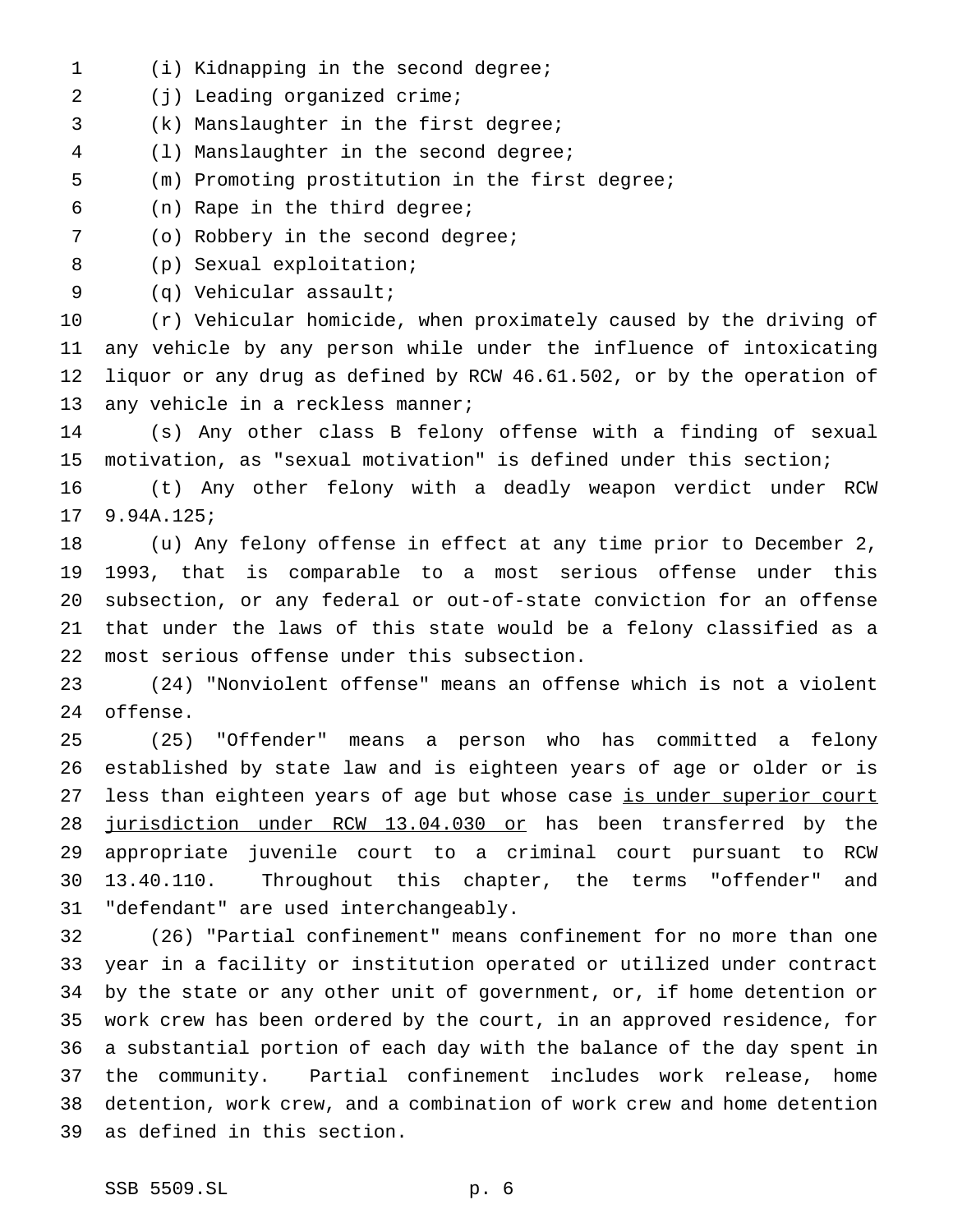(i) Kidnapping in the second degree;

(j) Leading organized crime;

(k) Manslaughter in the first degree;

(l) Manslaughter in the second degree;

(m) Promoting prostitution in the first degree;

(n) Rape in the third degree;

(o) Robbery in the second degree;

(p) Sexual exploitation;

(q) Vehicular assault;

(r) Vehicular homicide, when proximately caused by the driving of any vehicle by any person while under the influence of intoxicating liquor or any drug as defined by RCW 46.61.502, or by the operation of any vehicle in a reckless manner;

(s) Any other class B felony offense with a finding of sexual motivation, as "sexual motivation" is defined under this section;

(t) Any other felony with a deadly weapon verdict under RCW 9.94A.125;

(u) Any felony offense in effect at any time prior to December 2, 1993, that is comparable to a most serious offense under this subsection, or any federal or out-of-state conviction for an offense that under the laws of this state would be a felony classified as a most serious offense under this subsection.

(24) "Nonviolent offense" means an offense which is not a violent offense.

(25) "Offender" means a person who has committed a felony established by state law and is eighteen years of age or older or is less than eighteen years of age but whose case <u>is under superior court jurisdiction under RCW 13.04.030 or</u> has been transferred by the appropriate juvenile court to a criminal court pursuant to RCW 13.40.110. Throughout this chapter, the terms "offender" and "defendant" are used interchangeably.

(26) "Partial confinement" means confinement for no more than one year in a facility or institution operated or utilized under contract by the state or any other unit of government, or, if home detention or work crew has been ordered by the court, in an approved residence, for a substantial portion of each day with the balance of the day spent in the community. Partial confinement includes work release, home detention, work crew, and a combination of work crew and home detention as defined in this section.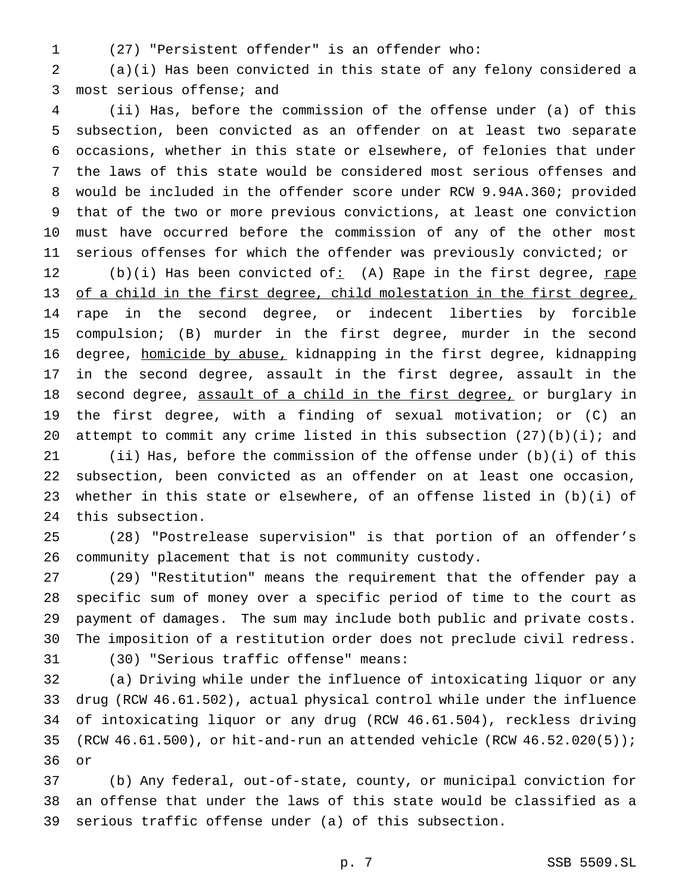(27) "Persistent offender" is an offender who:

(a)(i) Has been convicted in this state of any felony considered a most serious offense; and

(ii) Has, before the commission of the offense under (a) of this subsection, been convicted as an offender on at least two separate occasions, whether in this state or elsewhere, of felonies that under the laws of this state would be considered most serious offenses and would be included in the offender score under RCW 9.94A.360; provided that of the two or more previous convictions, at least one conviction must have occurred before the commission of any of the other most serious offenses for which the offender was previously convicted; or

(b)(i) Has been convicted of: (A) Rape in the first degree, rape of a child in the first degree, child molestation in the first degree, rape in the second degree, or indecent liberties by forcible compulsion; (B) murder in the first degree, murder in the second degree, homicide by abuse, kidnapping in the first degree, kidnapping in the second degree, assault in the first degree, assault in the second degree, assault of a child in the first degree, or burglary in the first degree, with a finding of sexual motivation; or (C) an attempt to commit any crime listed in this subsection (27)(b)(i); and

(ii) Has, before the commission of the offense under (b)(i) of this subsection, been convicted as an offender on at least one occasion, whether in this state or elsewhere, of an offense listed in (b)(i) of this subsection.

(28) "Postrelease supervision" is that portion of an offender's community placement that is not community custody.

(29) "Restitution" means the requirement that the offender pay a specific sum of money over a specific period of time to the court as payment of damages. The sum may include both public and private costs. The imposition of a restitution order does not preclude civil redress.

(30) "Serious traffic offense" means:

(a) Driving while under the influence of intoxicating liquor or any drug (RCW 46.61.502), actual physical control while under the influence of intoxicating liquor or any drug (RCW 46.61.504), reckless driving (RCW 46.61.500), or hit-and-run an attended vehicle (RCW 46.52.020(5)); or

(b) Any federal, out-of-state, county, or municipal conviction for an offense that under the laws of this state would be classified as a serious traffic offense under (a) of this subsection.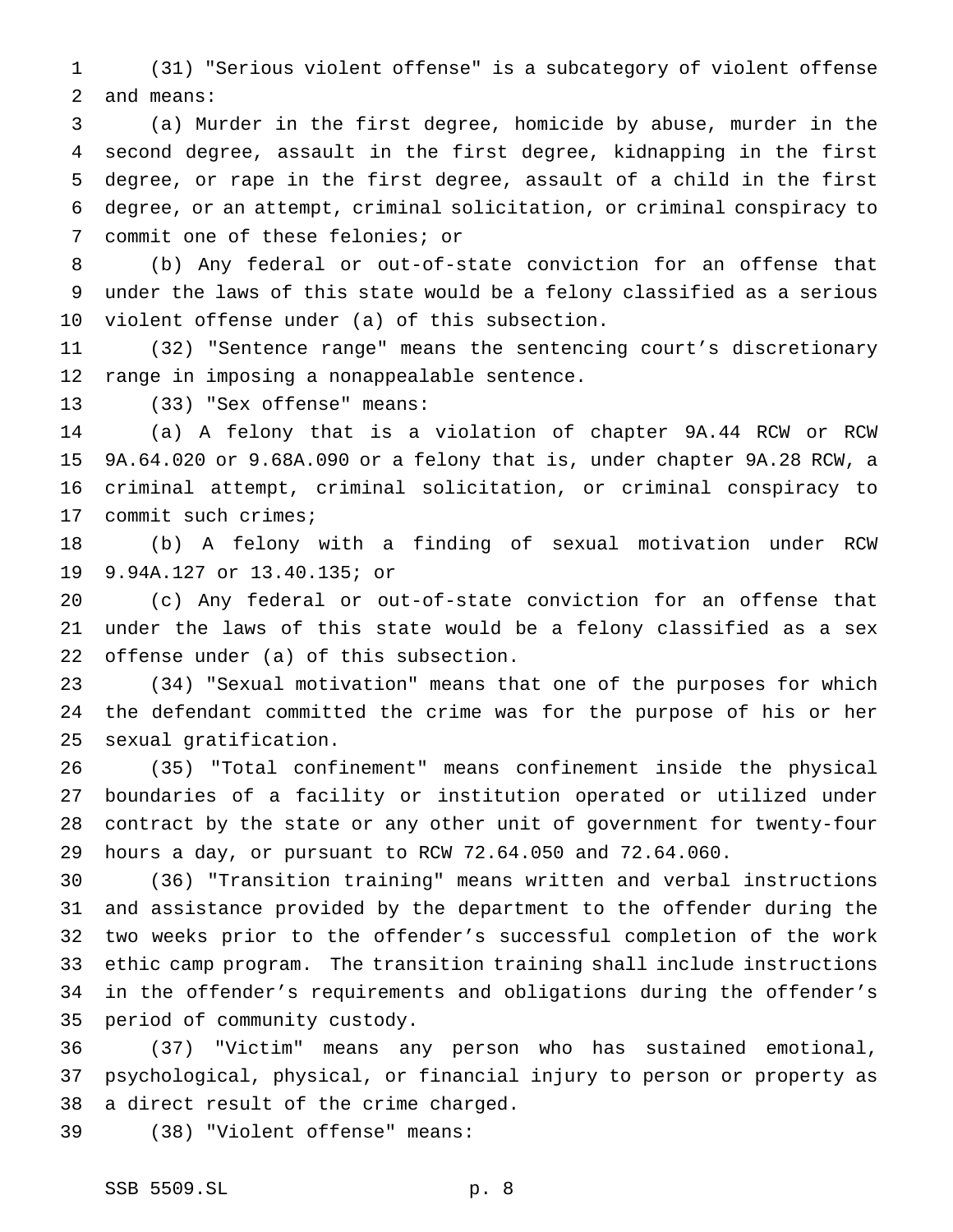(31) "Serious violent offense" is a subcategory of violent offense and means:

(a) Murder in the first degree, homicide by abuse, murder in the second degree, assault in the first degree, kidnapping in the first degree, or rape in the first degree, assault of a child in the first degree, or an attempt, criminal solicitation, or criminal conspiracy to commit one of these felonies; or

(b) Any federal or out-of-state conviction for an offense that under the laws of this state would be a felony classified as a serious violent offense under (a) of this subsection.

(32) "Sentence range" means the sentencing court's discretionary range in imposing a nonappealable sentence.

(33) "Sex offense" means:

(a) A felony that is a violation of chapter 9A.44 RCW or RCW 9A.64.020 or 9.68A.090 or a felony that is, under chapter 9A.28 RCW, a criminal attempt, criminal solicitation, or criminal conspiracy to commit such crimes;

(b) A felony with a finding of sexual motivation under RCW 9.94A.127 or 13.40.135; or

(c) Any federal or out-of-state conviction for an offense that under the laws of this state would be a felony classified as a sex offense under (a) of this subsection.

(34) "Sexual motivation" means that one of the purposes for which the defendant committed the crime was for the purpose of his or her sexual gratification.

(35) "Total confinement" means confinement inside the physical boundaries of a facility or institution operated or utilized under contract by the state or any other unit of government for twenty-four hours a day, or pursuant to RCW 72.64.050 and 72.64.060.

(36) "Transition training" means written and verbal instructions and assistance provided by the department to the offender during the two weeks prior to the offender's successful completion of the work ethic camp program. The transition training shall include instructions in the offender's requirements and obligations during the offender's period of community custody.

(37) "Victim" means any person who has sustained emotional, psychological, physical, or financial injury to person or property as a direct result of the crime charged.

(38) "Violent offense" means: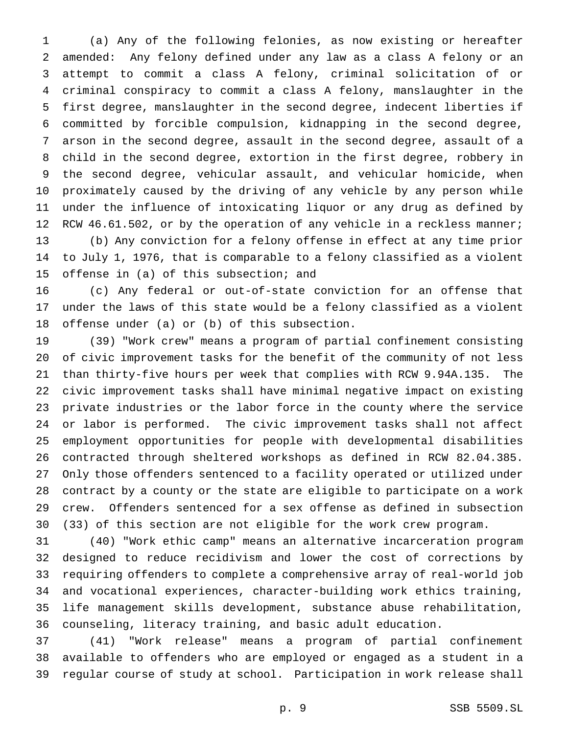(a) Any of the following felonies, as now existing or hereafter amended: Any felony defined under any law as a class A felony or an attempt to commit a class A felony, criminal solicitation of or criminal conspiracy to commit a class A felony, manslaughter in the first degree, manslaughter in the second degree, indecent liberties if committed by forcible compulsion, kidnapping in the second degree, arson in the second degree, assault in the second degree, assault of a child in the second degree, extortion in the first degree, robbery in the second degree, vehicular assault, and vehicular homicide, when proximately caused by the driving of any vehicle by any person while under the influence of intoxicating liquor or any drug as defined by RCW 46.61.502, or by the operation of any vehicle in a reckless manner;

(b) Any conviction for a felony offense in effect at any time prior to July 1, 1976, that is comparable to a felony classified as a violent offense in (a) of this subsection; and

(c) Any federal or out-of-state conviction for an offense that under the laws of this state would be a felony classified as a violent offense under (a) or (b) of this subsection.

(39) "Work crew" means a program of partial confinement consisting of civic improvement tasks for the benefit of the community of not less than thirty-five hours per week that complies with RCW 9.94A.135. The civic improvement tasks shall have minimal negative impact on existing private industries or the labor force in the county where the service or labor is performed. The civic improvement tasks shall not affect employment opportunities for people with developmental disabilities contracted through sheltered workshops as defined in RCW 82.04.385. Only those offenders sentenced to a facility operated or utilized under contract by a county or the state are eligible to participate on a work crew. Offenders sentenced for a sex offense as defined in subsection (33) of this section are not eligible for the work crew program.

(40) "Work ethic camp" means an alternative incarceration program designed to reduce recidivism and lower the cost of corrections by requiring offenders to complete a comprehensive array of real-world job and vocational experiences, character-building work ethics training, life management skills development, substance abuse rehabilitation, counseling, literacy training, and basic adult education.

(41) "Work release" means a program of partial confinement available to offenders who are employed or engaged as a student in a regular course of study at school. Participation in work release shall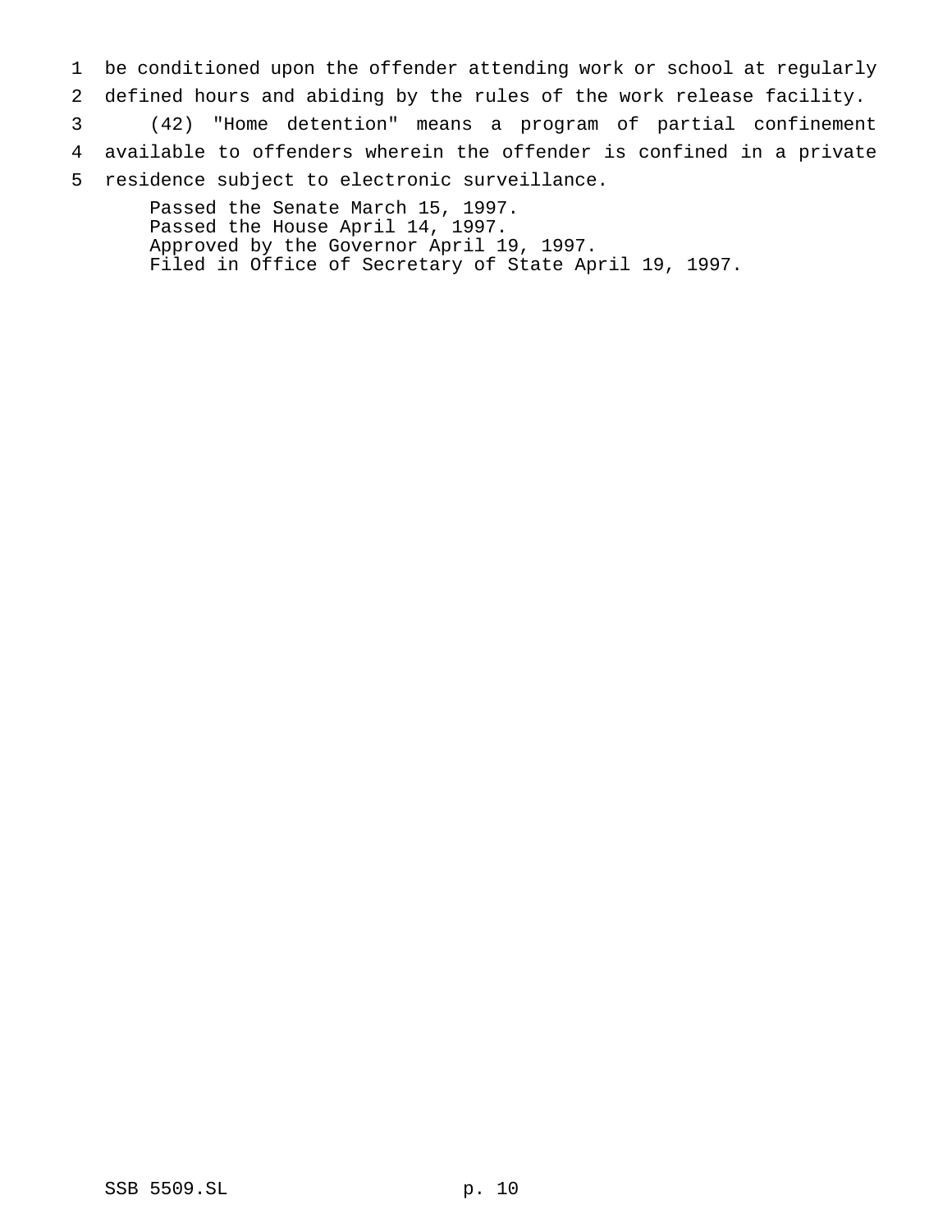be conditioned upon the offender attending work or school at regularly defined hours and abiding by the rules of the work release facility.

(42) "Home detention" means a program of partial confinement available to offenders wherein the offender is confined in a private residence subject to electronic surveillance.

Passed the Senate March 15, 1997.
Passed the House April 14, 1997.
Approved by the Governor April 19, 1997.
Filed in Office of Secretary of State April 19, 1997.